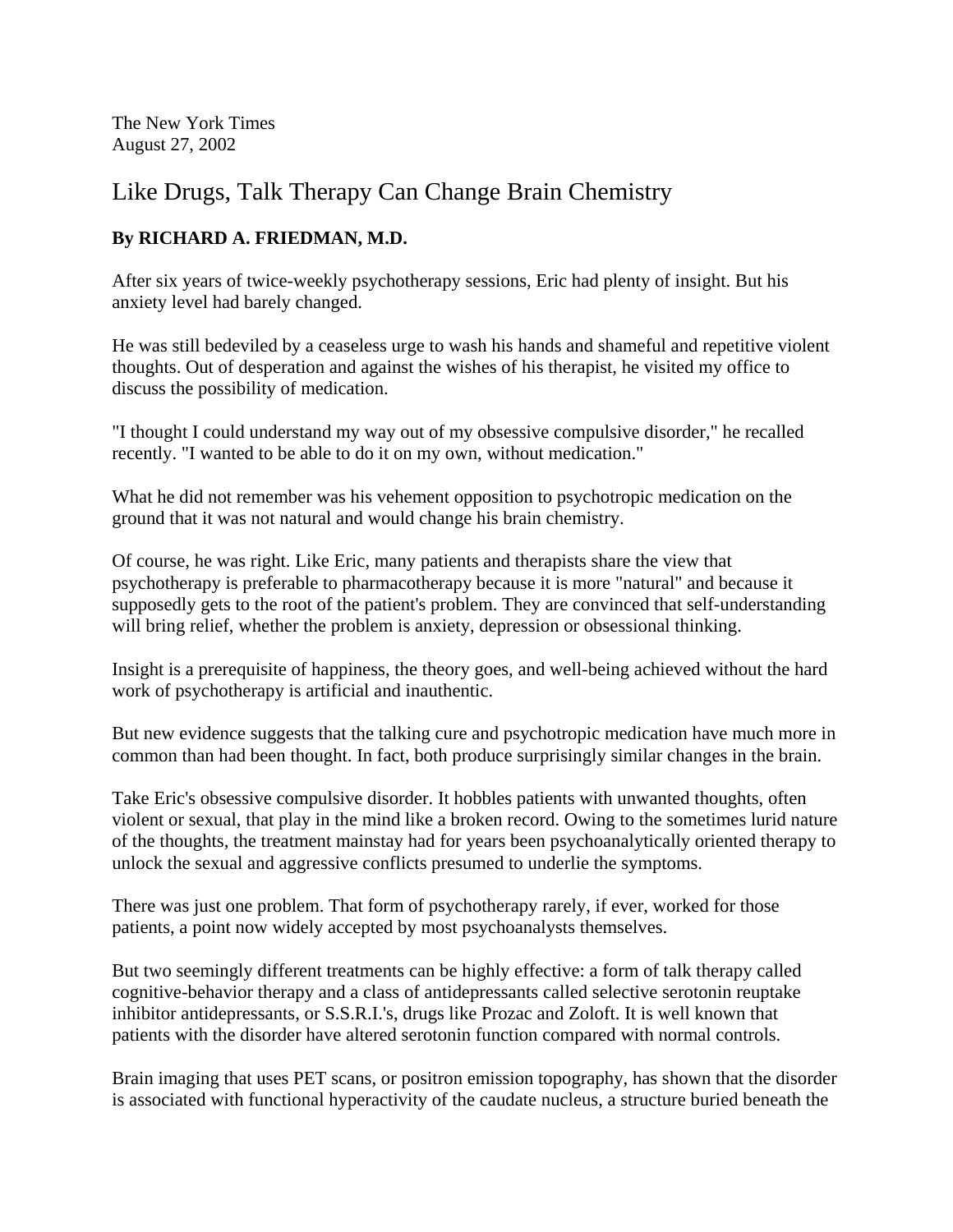The New York Times
August 27, 2002

# Like Drugs, Talk Therapy Can Change Brain Chemistry

**By RICHARD A. FRIEDMAN, M.D.**

After six years of twice-weekly psychotherapy sessions, Eric had plenty of insight. But his anxiety level had barely changed.

He was still bedeviled by a ceaseless urge to wash his hands and shameful and repetitive violent thoughts. Out of desperation and against the wishes of his therapist, he visited my office to discuss the possibility of medication.

"I thought I could understand my way out of my obsessive compulsive disorder," he recalled recently. "I wanted to be able to do it on my own, without medication."

What he did not remember was his vehement opposition to psychotropic medication on the ground that it was not natural and would change his brain chemistry.

Of course, he was right. Like Eric, many patients and therapists share the view that psychotherapy is preferable to pharmacotherapy because it is more "natural" and because it supposedly gets to the root of the patient's problem. They are convinced that self-understanding will bring relief, whether the problem is anxiety, depression or obsessional thinking.

Insight is a prerequisite of happiness, the theory goes, and well-being achieved without the hard work of psychotherapy is artificial and inauthentic.

But new evidence suggests that the talking cure and psychotropic medication have much more in common than had been thought. In fact, both produce surprisingly similar changes in the brain.

Take Eric's obsessive compulsive disorder. It hobbles patients with unwanted thoughts, often violent or sexual, that play in the mind like a broken record. Owing to the sometimes lurid nature of the thoughts, the treatment mainstay had for years been psychoanalytically oriented therapy to unlock the sexual and aggressive conflicts presumed to underlie the symptoms.

There was just one problem. That form of psychotherapy rarely, if ever, worked for those patients, a point now widely accepted by most psychoanalysts themselves.

But two seemingly different treatments can be highly effective: a form of talk therapy called cognitive-behavior therapy and a class of antidepressants called selective serotonin reuptake inhibitor antidepressants, or S.S.R.I.'s, drugs like Prozac and Zoloft. It is well known that patients with the disorder have altered serotonin function compared with normal controls.

Brain imaging that uses PET scans, or positron emission topography, has shown that the disorder is associated with functional hyperactivity of the caudate nucleus, a structure buried beneath the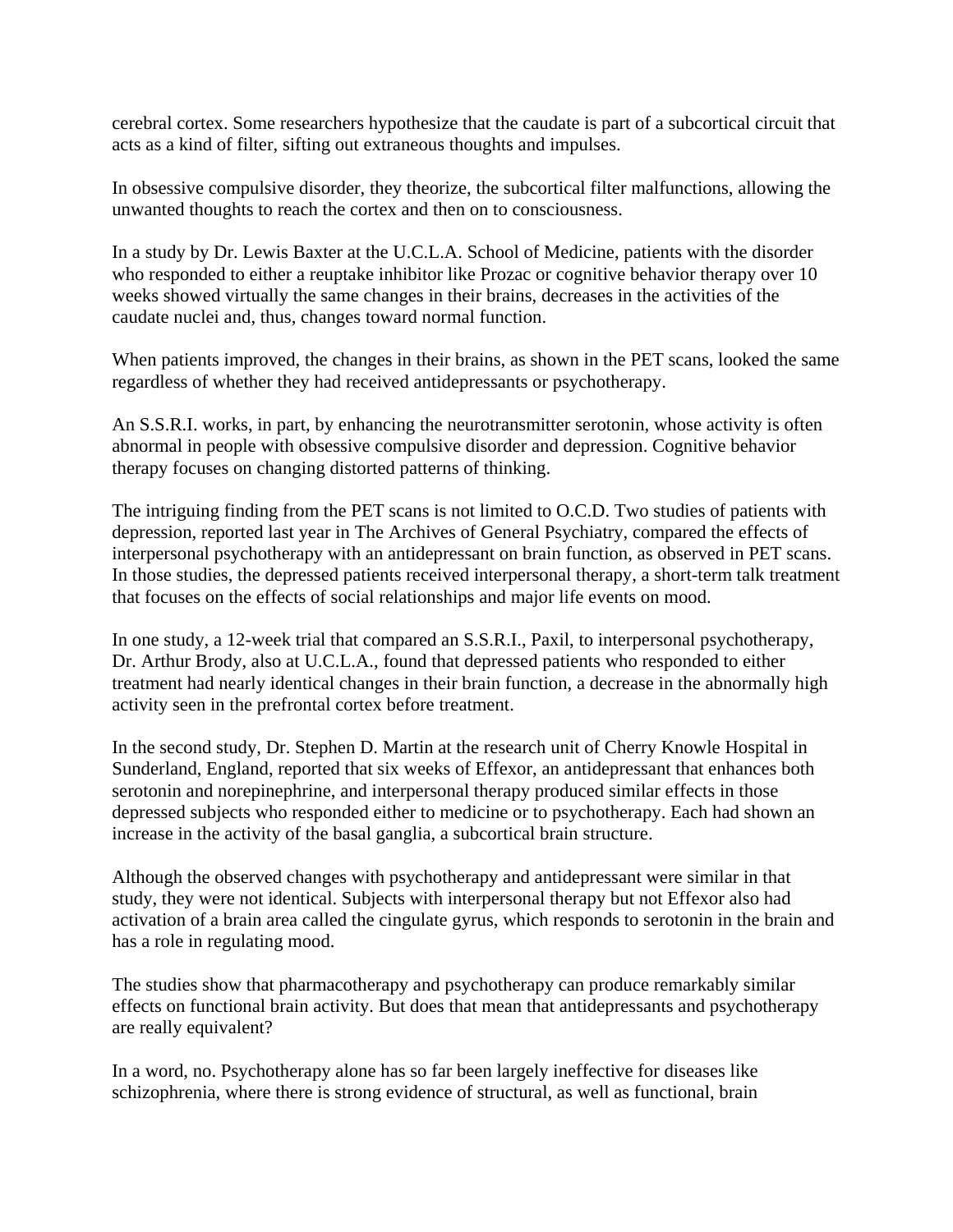cerebral cortex. Some researchers hypothesize that the caudate is part of a subcortical circuit that acts as a kind of filter, sifting out extraneous thoughts and impulses.

In obsessive compulsive disorder, they theorize, the subcortical filter malfunctions, allowing the unwanted thoughts to reach the cortex and then on to consciousness.

In a study by Dr. Lewis Baxter at the U.C.L.A. School of Medicine, patients with the disorder who responded to either a reuptake inhibitor like Prozac or cognitive behavior therapy over 10 weeks showed virtually the same changes in their brains, decreases in the activities of the caudate nuclei and, thus, changes toward normal function.

When patients improved, the changes in their brains, as shown in the PET scans, looked the same regardless of whether they had received antidepressants or psychotherapy.

An S.S.R.I. works, in part, by enhancing the neurotransmitter serotonin, whose activity is often abnormal in people with obsessive compulsive disorder and depression. Cognitive behavior therapy focuses on changing distorted patterns of thinking.

The intriguing finding from the PET scans is not limited to O.C.D. Two studies of patients with depression, reported last year in The Archives of General Psychiatry, compared the effects of interpersonal psychotherapy with an antidepressant on brain function, as observed in PET scans. In those studies, the depressed patients received interpersonal therapy, a short-term talk treatment that focuses on the effects of social relationships and major life events on mood.

In one study, a 12-week trial that compared an S.S.R.I., Paxil, to interpersonal psychotherapy, Dr. Arthur Brody, also at U.C.L.A., found that depressed patients who responded to either treatment had nearly identical changes in their brain function, a decrease in the abnormally high activity seen in the prefrontal cortex before treatment.

In the second study, Dr. Stephen D. Martin at the research unit of Cherry Knowle Hospital in Sunderland, England, reported that six weeks of Effexor, an antidepressant that enhances both serotonin and norepinephrine, and interpersonal therapy produced similar effects in those depressed subjects who responded either to medicine or to psychotherapy. Each had shown an increase in the activity of the basal ganglia, a subcortical brain structure.

Although the observed changes with psychotherapy and antidepressant were similar in that study, they were not identical. Subjects with interpersonal therapy but not Effexor also had activation of a brain area called the cingulate gyrus, which responds to serotonin in the brain and has a role in regulating mood.

The studies show that pharmacotherapy and psychotherapy can produce remarkably similar effects on functional brain activity. But does that mean that antidepressants and psychotherapy are really equivalent?

In a word, no. Psychotherapy alone has so far been largely ineffective for diseases like schizophrenia, where there is strong evidence of structural, as well as functional, brain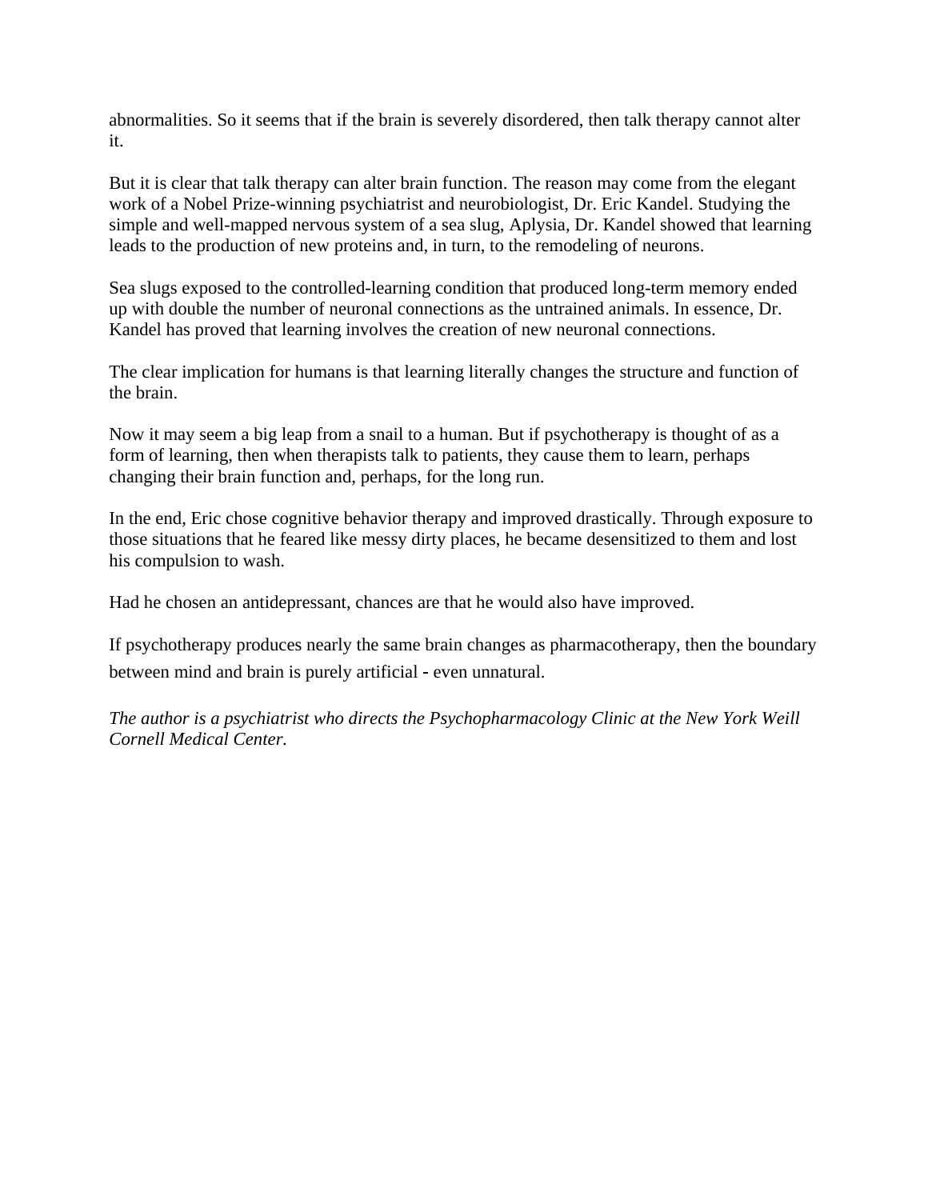abnormalities. So it seems that if the brain is severely disordered, then talk therapy cannot alter it.

But it is clear that talk therapy can alter brain function. The reason may come from the elegant work of a Nobel Prize-winning psychiatrist and neurobiologist, Dr. Eric Kandel. Studying the simple and well-mapped nervous system of a sea slug, Aplysia, Dr. Kandel showed that learning leads to the production of new proteins and, in turn, to the remodeling of neurons.

Sea slugs exposed to the controlled-learning condition that produced long-term memory ended up with double the number of neuronal connections as the untrained animals. In essence, Dr. Kandel has proved that learning involves the creation of new neuronal connections.

The clear implication for humans is that learning literally changes the structure and function of the brain.

Now it may seem a big leap from a snail to a human. But if psychotherapy is thought of as a form of learning, then when therapists talk to patients, they cause them to learn, perhaps changing their brain function and, perhaps, for the long run.

In the end, Eric chose cognitive behavior therapy and improved drastically. Through exposure to those situations that he feared like messy dirty places, he became desensitized to them and lost his compulsion to wash.

Had he chosen an antidepressant, chances are that he would also have improved.

If psychotherapy produces nearly the same brain changes as pharmacotherapy, then the boundary between mind and brain is purely artificial - even unnatural.

*The author is a psychiatrist who directs the Psychopharmacology Clinic at the New York Weill Cornell Medical Center.*